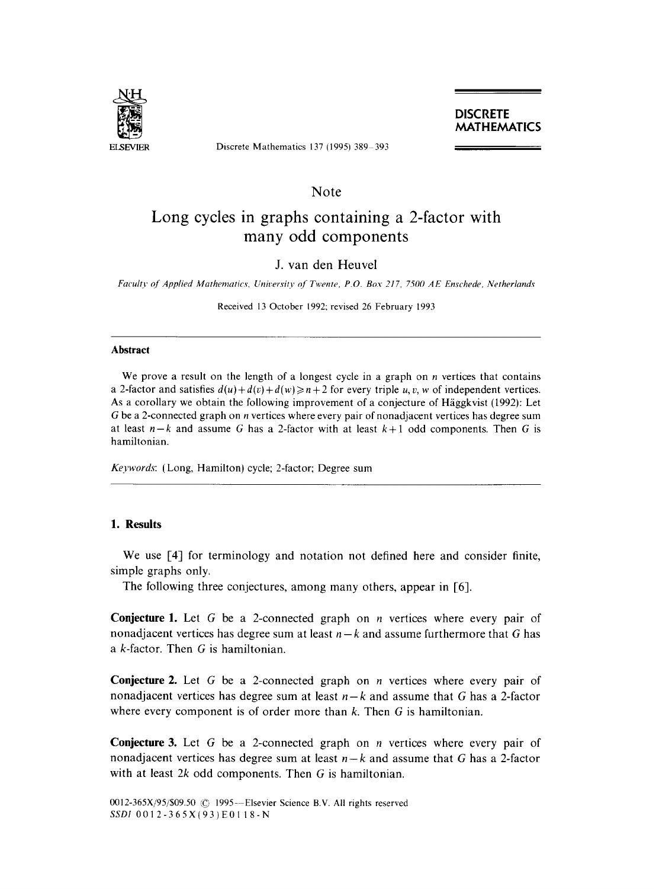Note

# Long cycles in graphs containing a 2-factor with many odd components

J. van den Heuvel

*Faculty of Applied Mathematics, University of Twente, P.O. Box 217, 7500 AE Enschede, Netherlands*

Received 13 October 1992; revised 26 February 1993

### Abstract

We prove a result on the length of a longest cycle in a graph on $n$ vertices that contains a 2-factor and satisfies $d(u)+d(v)+d(w)\geqslant n+2$ for every triple $u, v, w$ of independent vertices. As a corollary we obtain the following improvement of a conjecture of Häggkvist (1992): Let $G$ be a 2-connected graph on $n$ vertices where every pair of nonadjacent vertices has degree sum at least $n-k$ and assume $G$ has a 2-factor with at least $k+1$ odd components. Then $G$ is hamiltonian.

*Keywords*: (Long, Hamilton) cycle; 2-factor; Degree sum

## 1. Results

We use [4] for terminology and notation not defined here and consider finite, simple graphs only.

The following three conjectures, among many others, appear in [6].

**Conjecture 1.** Let $G$ be a 2-connected graph on $n$ vertices where every pair of nonadjacent vertices has degree sum at least $n-k$ and assume furthermore that $G$ has a $k$-factor. Then $G$ is hamiltonian.

**Conjecture 2.** Let $G$ be a 2-connected graph on $n$ vertices where every pair of nonadjacent vertices has degree sum at least $n-k$ and assume that $G$ has a 2-factor where every component is of order more than $k$. Then $G$ is hamiltonian.

**Conjecture 3.** Let $G$ be a 2-connected graph on $n$ vertices where every pair of nonadjacent vertices has degree sum at least $n-k$ and assume that $G$ has a 2-factor with at least $2k$ odd components. Then $G$ is hamiltonian.

0012-365X/95/$09.50 © 1995—Elsevier Science B.V. All rights reserved
SSDI 0012-365X(93)E0118-N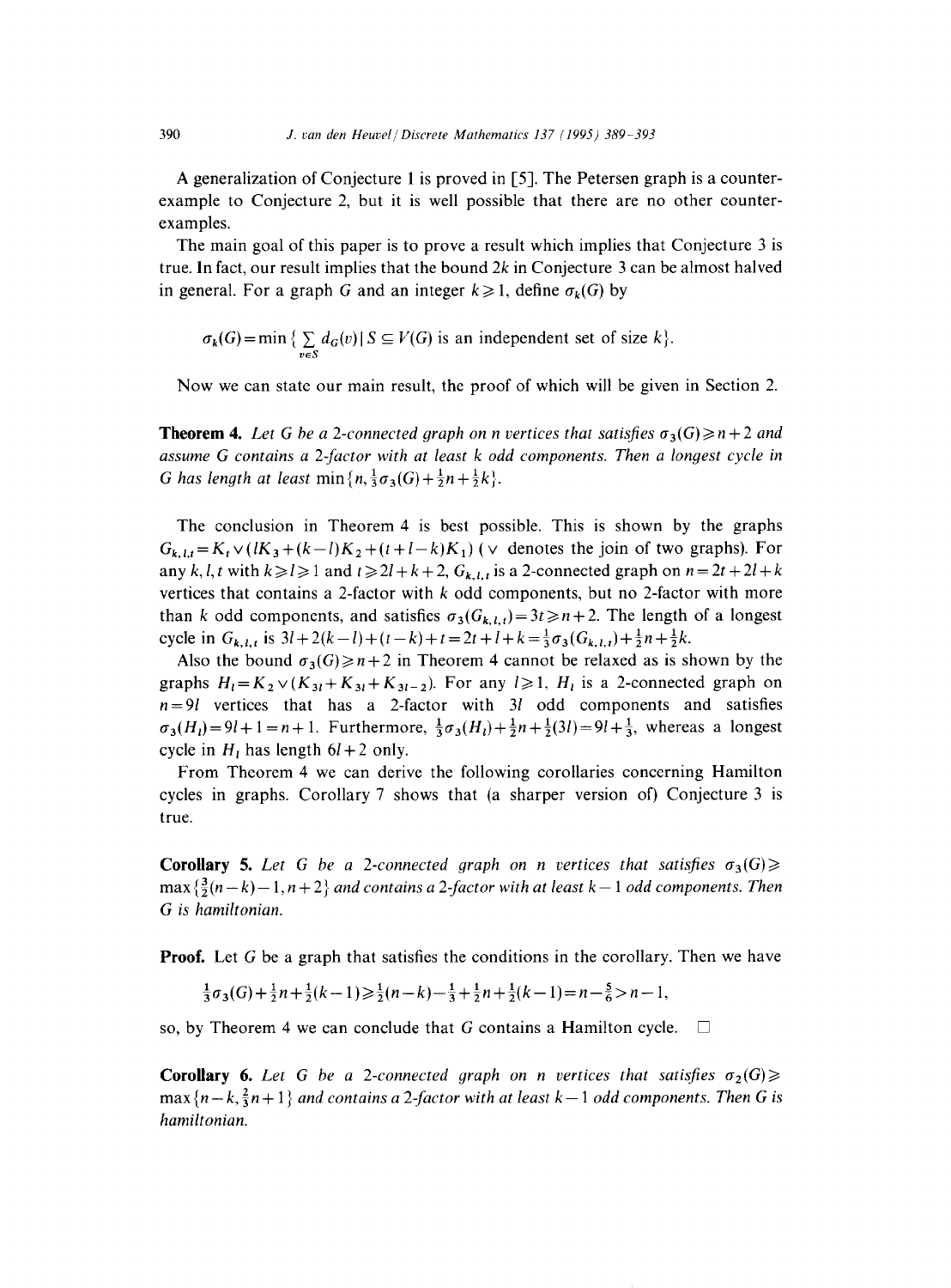A generalization of Conjecture 1 is proved in [5]. The Petersen graph is a counterexample to Conjecture 2, but it is well possible that there are no other counterexamples.

The main goal of this paper is to prove a result which implies that Conjecture 3 is true. In fact, our result implies that the bound $2k$ in Conjecture 3 can be almost halved in general. For a graph $G$ and an integer $k \geqslant 1$, define $\sigma_k(G)$ by

$$\sigma_k(G) = \min\{\sum_{v \in S} d_G(v) \mid S \subseteq V(G) \text{ is an independent set of size } k\}.$$

Now we can state our main result, the proof of which will be given in Section 2.

**Theorem 4.** *Let $G$ be a 2-connected graph on $n$ vertices that satisfies $\sigma_3(G) \geqslant n+2$ and assume $G$ contains a 2-factor with at least $k$ odd components. Then a longest cycle in $G$ has length at least $\min\{n, \frac{1}{3}\sigma_3(G) + \frac{1}{2}n + \frac{1}{2}k\}$.*

The conclusion in Theorem 4 is best possible. This is shown by the graphs $G_{k,l,t} = K_t \vee (lK_3 + (k-l)K_2 + (t+l-k)K_1)$ ($\vee$ denotes the join of two graphs). For any $k, l, t$ with $k \geqslant l \geqslant 1$ and $t \geqslant 2l + k + 2$, $G_{k,l,t}$ is a 2-connected graph on $n = 2t + 2l + k$ vertices that contains a 2-factor with $k$ odd components, but no 2-factor with more than $k$ odd components, and satisfies $\sigma_3(G_{k,l,t}) = 3t \geqslant n+2$. The length of a longest cycle in $G_{k,l,t}$ is $3l + 2(k-l) + (t-k) + t = 2t + l + k = \frac{1}{3}\sigma_3(G_{k,l,t}) + \frac{1}{2}n + \frac{1}{2}k$.

Also the bound $\sigma_3(G) \geqslant n+2$ in Theorem 4 cannot be relaxed as is shown by the graphs $H_l = K_2 \vee (K_{3l} + K_{3l} + K_{3l-2})$. For any $l \geqslant 1$, $H_l$ is a 2-connected graph on $n = 9l$ vertices that has a 2-factor with $3l$ odd components and satisfies $\sigma_3(H_l) = 9l + 1 = n + 1$. Furthermore, $\frac{1}{3}\sigma_3(H_l) + \frac{1}{2}n + \frac{1}{2}(3l) = 9l + \frac{1}{3}$, whereas a longest cycle in $H_l$ has length $6l + 2$ only.

From Theorem 4 we can derive the following corollaries concerning Hamilton cycles in graphs. Corollary 7 shows that (a sharper version of) Conjecture 3 is true.

**Corollary 5.** *Let $G$ be a 2-connected graph on $n$ vertices that satisfies $\sigma_3(G) \geqslant \max\{\frac{3}{2}(n-k) - 1, n+2\}$ and contains a 2-factor with at least $k-1$ odd components. Then $G$ is hamiltonian.*

**Proof.** Let $G$ be a graph that satisfies the conditions in the corollary. Then we have

$$\tfrac{1}{3}\sigma_3(G) + \tfrac{1}{2}n + \tfrac{1}{2}(k-1) \geqslant \tfrac{1}{2}(n-k) - \tfrac{1}{3} + \tfrac{1}{2}n + \tfrac{1}{2}(k-1) = n - \tfrac{5}{6} > n-1,$$

so, by Theorem 4 we can conclude that $G$ contains a Hamilton cycle. $\square$

**Corollary 6.** *Let $G$ be a 2-connected graph on $n$ vertices that satisfies $\sigma_2(G) \geqslant \max\{n-k, \frac{2}{3}n + 1\}$ and contains a 2-factor with at least $k-1$ odd components. Then $G$ is hamiltonian.*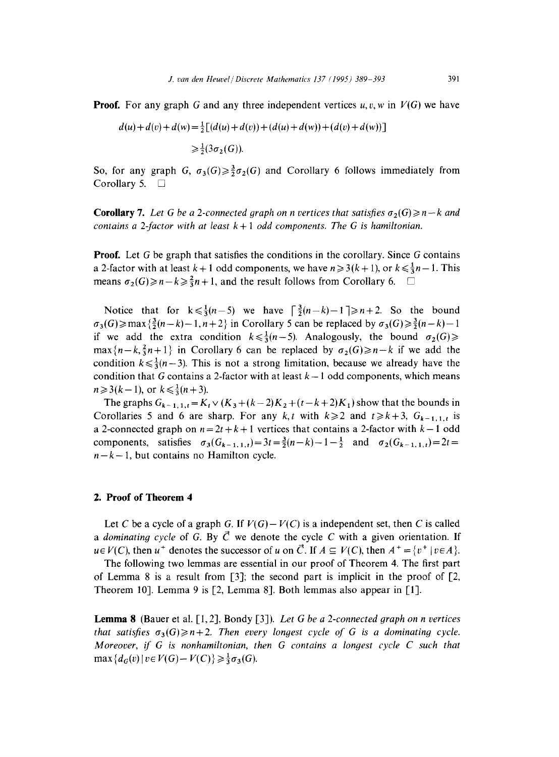**Proof.** For any graph $G$ and any three independent vertices $u, v, w$ in $V(G)$ we have

$$d(u)+d(v)+d(w)=\tfrac{1}{2}[(d(u)+d(v))+(d(u)+d(w))+(d(v)+d(w))]$$

$$\geqslant \tfrac{1}{2}(3\sigma_2(G)).$$

So, for any graph $G$, $\sigma_3(G) \geqslant \frac{3}{2}\sigma_2(G)$ and Corollary 6 follows immediately from Corollary 5. $\square$

**Corollary 7.** *Let $G$ be a 2-connected graph on $n$ vertices that satisfies $\sigma_2(G) \geqslant n-k$ and contains a 2-factor with at least $k+1$ odd components. The $G$ is hamiltonian.*

**Proof.** Let $G$ be graph that satisfies the conditions in the corollary. Since $G$ contains a 2-factor with at least $k+1$ odd components, we have $n \geqslant 3(k+1)$, or $k \leqslant \frac{1}{3}n - 1$. This means $\sigma_2(G) \geqslant n-k \geqslant \frac{2}{3}n+1$, and the result follows from Corollary 6. $\square$

Notice that for $k \leqslant \frac{1}{3}(n-5)$ we have $\lceil \frac{3}{2}(n-k)-1 \rceil \geqslant n+2$. So the bound $\sigma_3(G) \geqslant \max\{\frac{3}{2}(n-k)-1, n+2\}$ in Corollary 5 can be replaced by $\sigma_3(G) \geqslant \frac{3}{2}(n-k)-1$ if we add the extra condition $k \leqslant \frac{1}{3}(n-5)$. Analogously, the bound $\sigma_2(G) \geqslant \max\{n-k, \frac{2}{3}n+1\}$ in Corollary 6 can be replaced by $\sigma_2(G) \geqslant n-k$ if we add the condition $k \leqslant \frac{1}{3}(n-3)$. This is not a strong limitation, because we already have the condition that $G$ contains a 2-factor with at least $k-1$ odd components, which means $n \geqslant 3(k-1)$, or $k \leqslant \frac{1}{3}(n+3)$.

The graphs $G_{k-1,1,t} = K_t \vee (K_3 + (k-2)K_2 + (t-k+2)K_1)$ show that the bounds in Corollaries 5 and 6 are sharp. For any $k, t$ with $k \geqslant 2$ and $t \geqslant k+3$, $G_{k-1,1,t}$ is a 2-connected graph on $n = 2t+k+1$ vertices that contains a 2-factor with $k-1$ odd components, satisfies $\sigma_3(G_{k-1,1,t}) = 3t = \frac{3}{2}(n-k)-1-\frac{1}{2}$ and $\sigma_2(G_{k-1,1,t}) = 2t = n-k-1$, but contains no Hamilton cycle.

## 2. Proof of Theorem 4

Let $C$ be a cycle of a graph $G$. If $V(G)-V(C)$ is a independent set, then $C$ is called a *dominating cycle* of $G$. By $\vec{C}$ we denote the cycle $C$ with a given orientation. If $u \in V(C)$, then $u^+$ denotes the successor of $u$ on $\vec{C}$. If $A \subseteq V(C)$, then $A^+ = \{v^+ \mid v \in A\}$.

The following two lemmas are essential in our proof of Theorem 4. The first part of Lemma 8 is a result from [3]; the second part is implicit in the proof of [2, Theorem 10]. Lemma 9 is [2, Lemma 8]. Both lemmas also appear in [1].

**Lemma 8** (Bauer et al. [1, 2], Bondy [3]). *Let $G$ be a 2-connected graph on $n$ vertices that satisfies $\sigma_3(G) \geqslant n+2$. Then every longest cycle of $G$ is a dominating cycle. Moreover, if $G$ is nonhamiltonian, then $G$ contains a longest cycle $C$ such that $\max\{d_G(v) \mid v \in V(G)-V(C)\} \geqslant \frac{1}{3}\sigma_3(G)$.*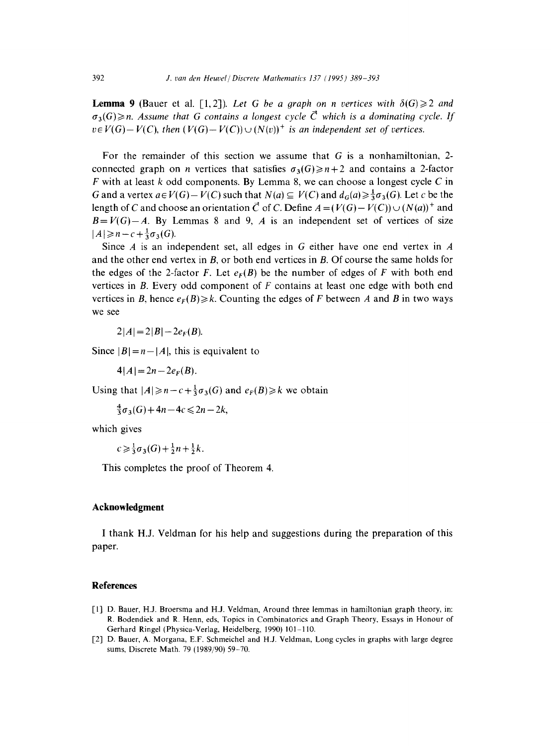**Lemma 9** (Bauer et al. [1, 2]). *Let $G$ be a graph on $n$ vertices with $\delta(G) \geqslant 2$ and $\sigma_3(G) \geqslant n$. Assume that $G$ contains a longest cycle $\vec{C}$ which is a dominating cycle. If $v \in V(G) - V(C)$, then $(V(G) - V(C)) \cup (N(v))^+$ is an independent set of vertices.*

For the remainder of this section we assume that $G$ is a nonhamiltonian, 2-connected graph on $n$ vertices that satisfies $\sigma_3(G) \geqslant n+2$ and contains a 2-factor $F$ with at least $k$ odd components. By Lemma 8, we can choose a longest cycle $C$ in $G$ and a vertex $a \in V(G) - V(C)$ such that $N(a) \subseteq V(C)$ and $d_G(a) \geqslant \frac{1}{3}\sigma_3(G)$. Let $c$ be the length of $C$ and choose an orientation $\vec{C}$ of $C$. Define $A = (V(G) - V(C)) \cup (N(a))^+$ and $B = V(G) - A$. By Lemmas 8 and 9, $A$ is an independent set of vertices of size $|A| \geqslant n - c + \frac{1}{3}\sigma_3(G)$.

Since $A$ is an independent set, all edges in $G$ either have one end vertex in $A$ and the other end vertex in $B$, or both end vertices in $B$. Of course the same holds for the edges of the 2-factor $F$. Let $e_F(B)$ be the number of edges of $F$ with both end vertices in $B$. Every odd component of $F$ contains at least one edge with both end vertices in $B$, hence $e_F(B) \geqslant k$. Counting the edges of $F$ between $A$ and $B$ in two ways we see

$$2|A| = 2|B| - 2e_F(B).$$

Since $|B| = n - |A|$, this is equivalent to

$$4|A| = 2n - 2e_F(B).$$

Using that $|A| \geqslant n - c + \frac{1}{3}\sigma_3(G)$ and $e_F(B) \geqslant k$ we obtain

$$\tfrac{4}{3}\sigma_3(G) + 4n - 4c \leqslant 2n - 2k,$$

which gives

$$c \geqslant \tfrac{1}{3}\sigma_3(G) + \tfrac{1}{2}n + \tfrac{1}{2}k.$$

This completes the proof of Theorem 4.

## Acknowledgment

I thank H.J. Veldman for his help and suggestions during the preparation of this paper.

## References

[1] D. Bauer, H.J. Broersma and H.J. Veldman, Around three lemmas in hamiltonian graph theory, in: R. Bodendiek and R. Henn, eds, Topics in Combinatorics and Graph Theory, Essays in Honour of Gerhard Ringel (Physica-Verlag, Heidelberg, 1990) 101–110.

[2] D. Bauer, A. Morgana, E.F. Schmeichel and H.J. Veldman, Long cycles in graphs with large degree sums, Discrete Math. 79 (1989/90) 59–70.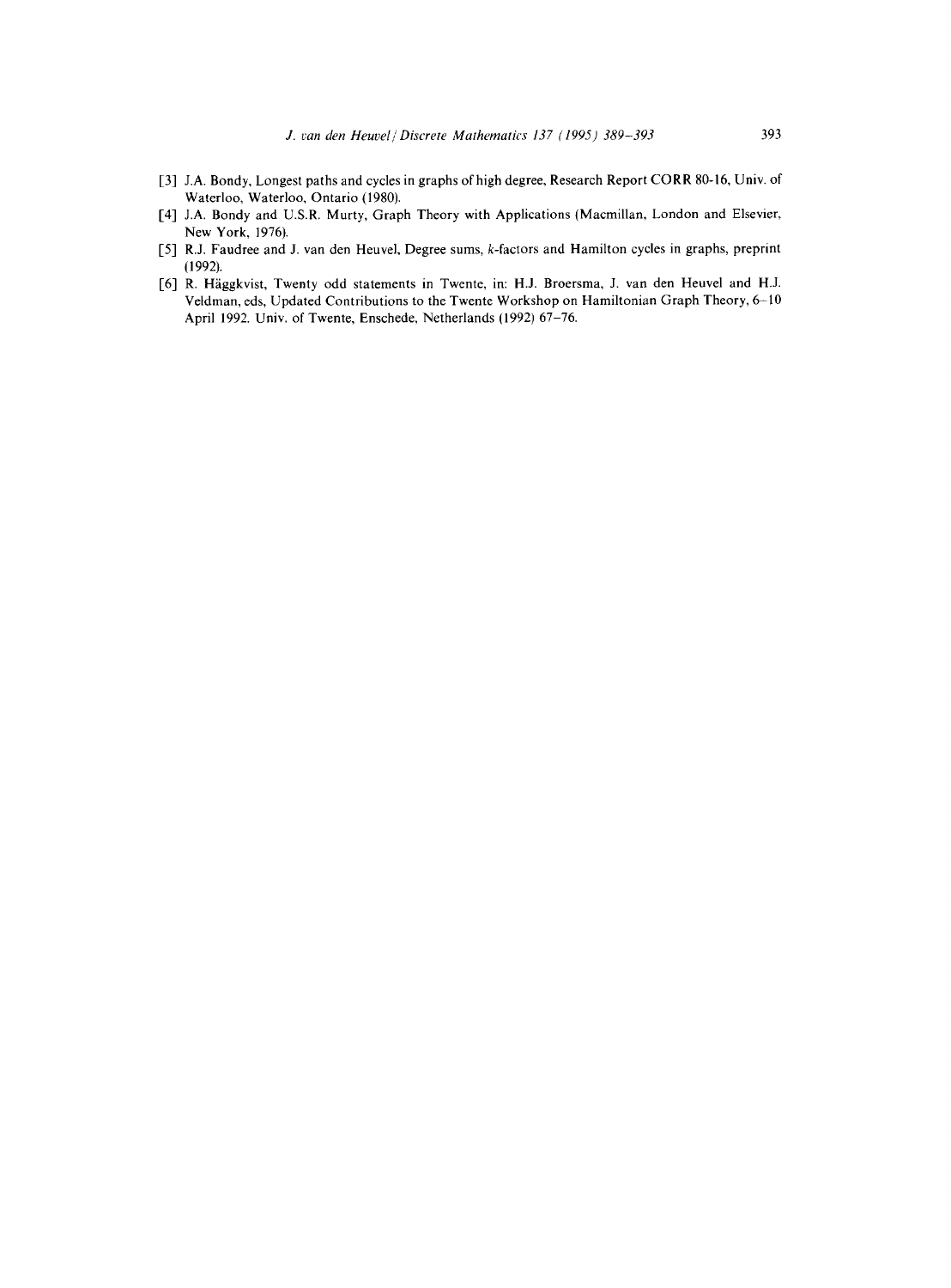[3] J.A. Bondy, Longest paths and cycles in graphs of high degree, Research Report CORR 80-16, Univ. of Waterloo, Waterloo, Ontario (1980).

[4] J.A. Bondy and U.S.R. Murty, Graph Theory with Applications (Macmillan, London and Elsevier, New York, 1976).

[5] R.J. Faudree and J. van den Heuvel, Degree sums, $k$-factors and Hamilton cycles in graphs, preprint (1992).

[6] R. Häggkvist, Twenty odd statements in Twente, in: H.J. Broersma, J. van den Heuvel and H.J. Veldman, eds, Updated Contributions to the Twente Workshop on Hamiltonian Graph Theory, 6–10 April 1992. Univ. of Twente, Enschede, Netherlands (1992) 67–76.